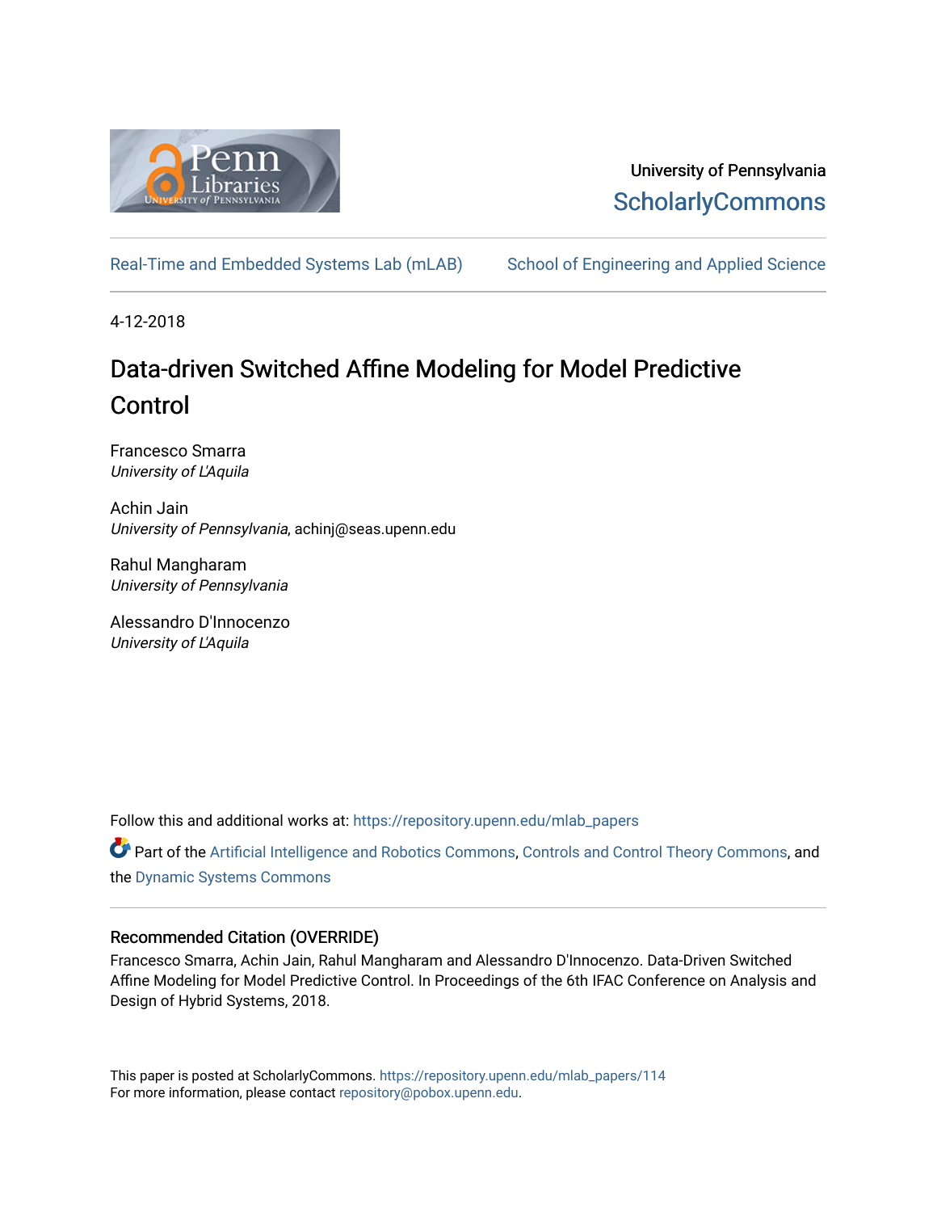University of Pennsylvania
ScholarlyCommons

Real-Time and Embedded Systems Lab (mLAB) School of Engineering and Applied Science

4-12-2018

# Data-driven Switched Affine Modeling for Model Predictive Control

Francesco Smarra
*University of L'Aquila*

Achin Jain
*University of Pennsylvania*, achinj@seas.upenn.edu

Rahul Mangharam
*University of Pennsylvania*

Alessandro D'Innocenzo
*University of L'Aquila*

Follow this and additional works at: https://repository.upenn.edu/mlab_papers

Part of the Artificial Intelligence and Robotics Commons, Controls and Control Theory Commons, and the Dynamic Systems Commons

## Recommended Citation (OVERRIDE)

Francesco Smarra, Achin Jain, Rahul Mangharam and Alessandro D'Innocenzo. Data-Driven Switched Affine Modeling for Model Predictive Control. In Proceedings of the 6th IFAC Conference on Analysis and Design of Hybrid Systems, 2018.

This paper is posted at ScholarlyCommons. https://repository.upenn.edu/mlab_papers/114
For more information, please contact repository@pobox.upenn.edu.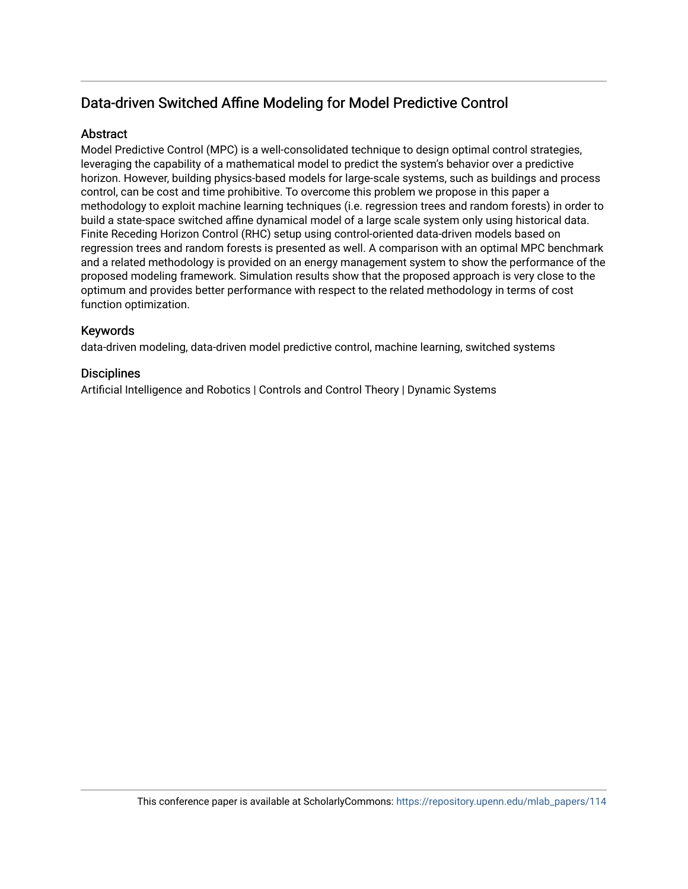# Data-driven Switched Affine Modeling for Model Predictive Control

## Abstract

Model Predictive Control (MPC) is a well-consolidated technique to design optimal control strategies, leveraging the capability of a mathematical model to predict the system's behavior over a predictive horizon. However, building physics-based models for large-scale systems, such as buildings and process control, can be cost and time prohibitive. To overcome this problem we propose in this paper a methodology to exploit machine learning techniques (i.e. regression trees and random forests) in order to build a state-space switched affine dynamical model of a large scale system only using historical data. Finite Receding Horizon Control (RHC) setup using control-oriented data-driven models based on regression trees and random forests is presented as well. A comparison with an optimal MPC benchmark and a related methodology is provided on an energy management system to show the performance of the proposed modeling framework. Simulation results show that the proposed approach is very close to the optimum and provides better performance with respect to the related methodology in terms of cost function optimization.

## Keywords

data-driven modeling, data-driven model predictive control, machine learning, switched systems

## Disciplines

Artificial Intelligence and Robotics | Controls and Control Theory | Dynamic Systems

This conference paper is available at ScholarlyCommons: https://repository.upenn.edu/mlab_papers/114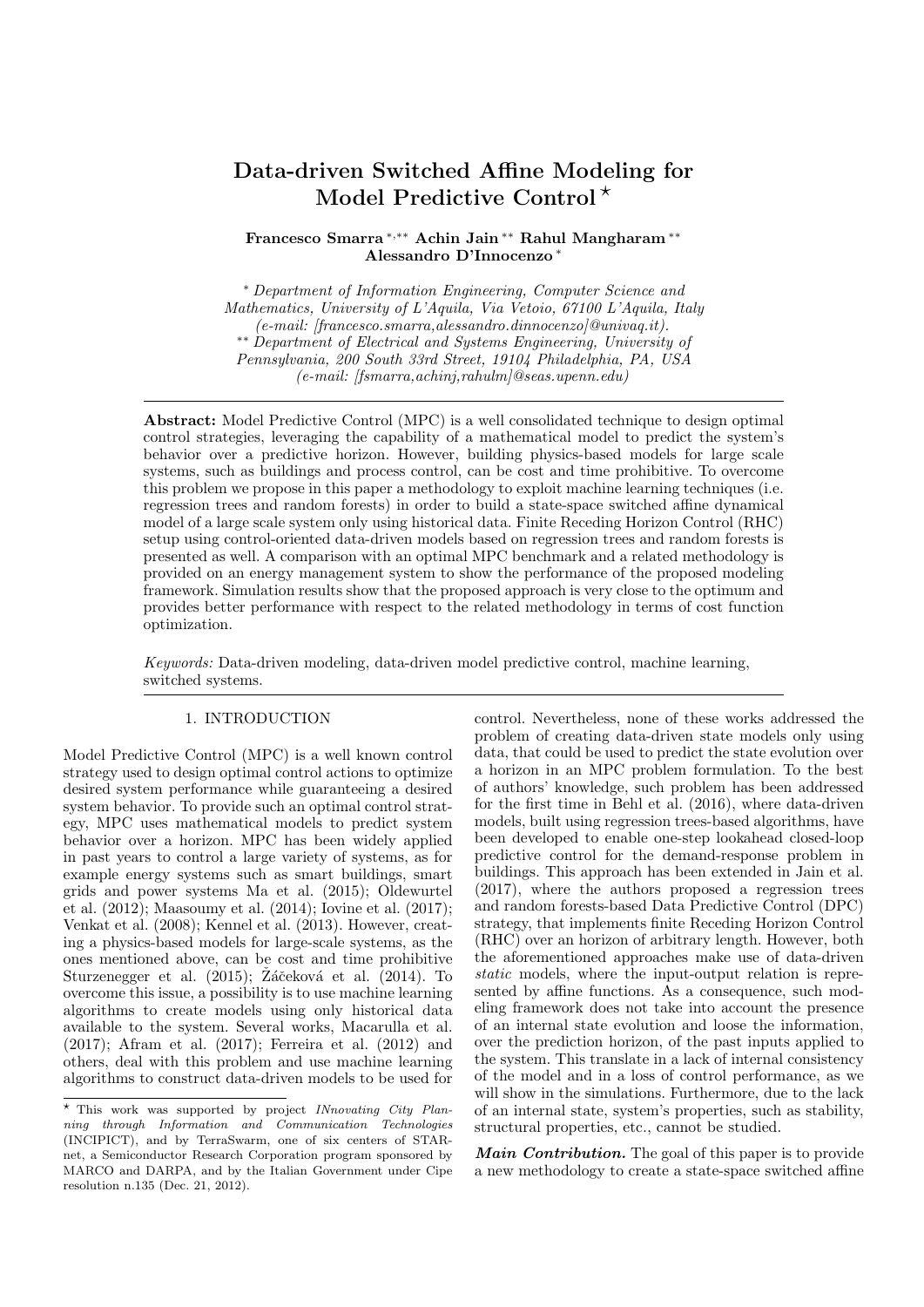# Data-driven Switched Affine Modeling for Model Predictive Control ⋆

**Francesco Smarra** [∗,∗∗] **Achin Jain** [∗∗] **Rahul Mangharam** [∗∗] **Alessandro D'Innocenzo** [∗]

[∗] *Department of Information Engineering, Computer Science and Mathematics, University of L'Aquila, Via Vetoio, 67100 L'Aquila, Italy (e-mail: [francesco.smarra,alessandro.dinnocenzo]@univaq.it).*
[∗∗] *Department of Electrical and Systems Engineering, University of Pennsylvania, 200 South 33rd Street, 19104 Philadelphia, PA, USA (e-mail: [fsmarra,achinj,rahulm]@seas.upenn.edu)*

**Abstract:** Model Predictive Control (MPC) is a well consolidated technique to design optimal control strategies, leveraging the capability of a mathematical model to predict the system's behavior over a predictive horizon. However, building physics-based models for large scale systems, such as buildings and process control, can be cost and time prohibitive. To overcome this problem we propose in this paper a methodology to exploit machine learning techniques (i.e. regression trees and random forests) in order to build a state-space switched affine dynamical model of a large scale system only using historical data. Finite Receding Horizon Control (RHC) setup using control-oriented data-driven models based on regression trees and random forests is presented as well. A comparison with an optimal MPC benchmark and a related methodology is provided on an energy management system to show the performance of the proposed modeling framework. Simulation results show that the proposed approach is very close to the optimum and provides better performance with respect to the related methodology in terms of cost function optimization.

*Keywords:* Data-driven modeling, data-driven model predictive control, machine learning, switched systems.

## 1. INTRODUCTION

Model Predictive Control (MPC) is a well known control strategy used to design optimal control actions to optimize desired system performance while guaranteeing a desired system behavior. To provide such an optimal control strategy, MPC uses mathematical models to predict system behavior over a horizon. MPC has been widely applied in past years to control a large variety of systems, as for example energy systems such as smart buildings, smart grids and power systems Ma et al. (2015); Oldewurtel et al. (2012); Maasoumy et al. (2014); Iovine et al. (2017); Venkat et al. (2008); Kennel et al. (2013). However, creating a physics-based models for large-scale systems, as the ones mentioned above, can be cost and time prohibitive Sturzenegger et al. (2015); Žáčeková et al. (2014). To overcome this issue, a possibility is to use machine learning algorithms to create models using only historical data available to the system. Several works, Macarulla et al. (2017); Afram et al. (2017); Ferreira et al. (2012) and others, deal with this problem and use machine learning algorithms to construct data-driven models to be used for control. Nevertheless, none of these works addressed the problem of creating data-driven state models only using data, that could be used to predict the state evolution over a horizon in an MPC problem formulation. To the best of authors' knowledge, such problem has been addressed for the first time in Behl et al. (2016), where data-driven models, built using regression trees-based algorithms, have been developed to enable one-step lookahead closed-loop predictive control for the demand-response problem in buildings. This approach has been extended in Jain et al. (2017), where the authors proposed a regression trees and random forests-based Data Predictive Control (DPC) strategy, that implements finite Receding Horizon Control (RHC) over an horizon of arbitrary length. However, both the aforementioned approaches make use of data-driven *static* models, where the input-output relation is represented by affine functions. As a consequence, such modeling framework does not take into account the presence of an internal state evolution and loose the information, over the prediction horizon, of the past inputs applied to the system. This translate in a lack of internal consistency of the model and in a loss of control performance, as we will show in the simulations. Furthermore, due to the lack of an internal state, system's properties, such as stability, structural properties, etc., cannot be studied.

***Main Contribution.*** The goal of this paper is to provide a new methodology to create a state-space switched affine

⋆ This work was supported by project *INnovating City Planning through Information and Communication Technologies* (INCIPICT), and by TerraSwarm, one of six centers of STARnet, a Semiconductor Research Corporation program sponsored by MARCO and DARPA, and by the Italian Government under Cipe resolution n.135 (Dec. 21, 2012).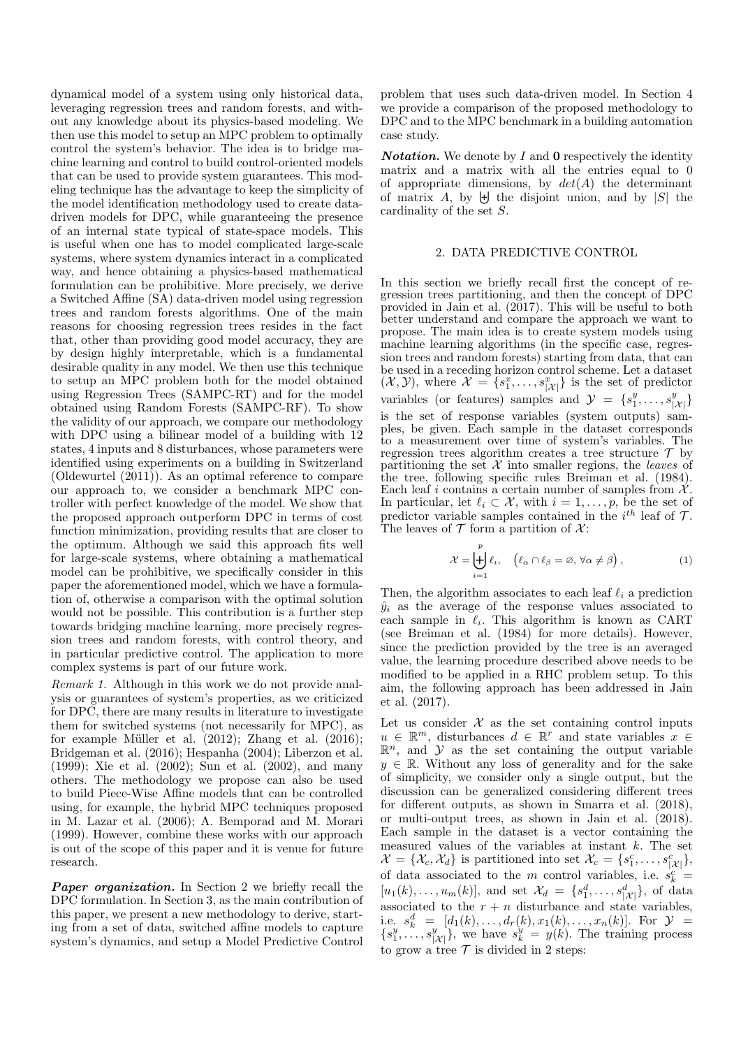dynamical model of a system using only historical data, leveraging regression trees and random forests, and without any knowledge about its physics-based modeling. We then use this model to setup an MPC problem to optimally control the system's behavior. The idea is to bridge machine learning and control to build control-oriented models that can be used to provide system guarantees. This modeling technique has the advantage to keep the simplicity of the model identification methodology used to create data-driven models for DPC, while guaranteeing the presence of an internal state typical of state-space models. This is useful when one has to model complicated large-scale systems, where system dynamics interact in a complicated way, and hence obtaining a physics-based mathematical formulation can be prohibitive. More precisely, we derive a Switched Affine (SA) data-driven model using regression trees and random forests algorithms. One of the main reasons for choosing regression trees resides in the fact that, other than providing good model accuracy, they are by design highly interpretable, which is a fundamental desirable quality in any model. We then use this technique to setup an MPC problem both for the model obtained using Regression Trees (SAMPC-RT) and for the model obtained using Random Forests (SAMPC-RF). To show the validity of our approach, we compare our methodology with DPC using a bilinear model of a building with 12 states, 4 inputs and 8 disturbances, whose parameters were identified using experiments on a building in Switzerland (Oldewurtel (2011)). As an optimal reference to compare our approach to, we consider a benchmark MPC controller with perfect knowledge of the model. We show that the proposed approach outperform DPC in terms of cost function minimization, providing results that are closer to the optimum. Although we said this approach fits well for large-scale systems, where obtaining a mathematical model can be prohibitive, we specifically consider in this paper the aforementioned model, which we have a formulation of, otherwise a comparison with the optimal solution would not be possible. This contribution is a further step towards bridging machine learning, more precisely regression trees and random forests, with control theory, and in particular predictive control. The application to more complex systems is part of our future work.

*Remark 1.* Although in this work we do not provide analysis or guarantees of system's properties, as we criticized for DPC, there are many results in literature to investigate them for switched systems (not necessarily for MPC), as for example Müller et al. (2012); Zhang et al. (2016); Bridgeman et al. (2016); Hespanha (2004); Liberzon et al. (1999); Xie et al. (2002); Sun et al. (2002), and many others. The methodology we propose can also be used to build Piece-Wise Affine models that can be controlled using, for example, the hybrid MPC techniques proposed in M. Lazar et al. (2006); A. Bemporad and M. Morari (1999). However, combine these works with our approach is out of the scope of this paper and it is venue for future research.

***Paper organization.*** In Section 2 we briefly recall the DPC formulation. In Section 3, as the main contribution of this paper, we present a new methodology to derive, starting from a set of data, switched affine models to capture system's dynamics, and setup a Model Predictive Control problem that uses such data-driven model. In Section 4 we provide a comparison of the proposed methodology to DPC and to the MPC benchmark in a building automation case study.

***Notation.*** We denote by $I$ and $\mathbf{0}$ respectively the identity matrix and a matrix with all the entries equal to 0 of appropriate dimensions, by $det(A)$ the determinant of matrix $A$, by $\biguplus$ the disjoint union, and by $|S|$ the cardinality of the set $S$.

## 2. DATA PREDICTIVE CONTROL

In this section we briefly recall first the concept of regression trees partitioning, and then the concept of DPC provided in Jain et al. (2017). This will be useful to both better understand and compare the approach we want to propose. The main idea is to create system models using machine learning algorithms (in the specific case, regression trees and random forests) starting from data, that can be used in a receding horizon control scheme. Let a dataset $(\mathcal{X}, \mathcal{Y})$, where $\mathcal{X} = \{s_1^x, \ldots, s_{|\mathcal{X}|}^x\}$ is the set of predictor variables (or features) samples and $\mathcal{Y} = \{s_1^y, \ldots, s_{|\mathcal{X}|}^y\}$ is the set of response variables (system outputs) samples, be given. Each sample in the dataset corresponds to a measurement over time of system's variables. The regression trees algorithm creates a tree structure $\mathcal{T}$ by partitioning the set $\mathcal{X}$ into smaller regions, the *leaves* of the tree, following specific rules Breiman et al. (1984). Each leaf $i$ contains a certain number of samples from $\mathcal{X}$. In particular, let $\ell_i \subset \mathcal{X}$, with $i = 1, \ldots, p$, be the set of predictor variable samples contained in the $i^{th}$ leaf of $\mathcal{T}$. The leaves of $\mathcal{T}$ form a partition of $\mathcal{X}$:

$$\mathcal{X} = \biguplus_{i=1}^{p} \ell_i, \quad \left(\ell_\alpha \cap \ell_\beta = \varnothing, \, \forall \alpha \neq \beta\right), \tag{1}$$

Then, the algorithm associates to each leaf $\ell_i$ a prediction $\hat{y}_i$ as the average of the response values associated to each sample in $\ell_i$. This algorithm is known as CART (see Breiman et al. (1984) for more details). However, since the prediction provided by the tree is an averaged value, the learning procedure described above needs to be modified to be applied in a RHC problem setup. To this aim, the following approach has been addressed in Jain et al. (2017).

Let us consider $\mathcal{X}$ as the set containing control inputs $u \in \mathbb{R}^m$, disturbances $d \in \mathbb{R}^r$ and state variables $x \in \mathbb{R}^n$, and $\mathcal{Y}$ as the set containing the output variable $y \in \mathbb{R}$. Without any loss of generality and for the sake of simplicity, we consider only a single output, but the discussion can be generalized considering different trees for different outputs, as shown in Smarra et al. (2018), or multi-output trees, as shown in Jain et al. (2018). Each sample in the dataset is a vector containing the measured values of the variables at instant $k$. The set $\mathcal{X} = \{\mathcal{X}_c, \mathcal{X}_d\}$ is partitioned into set $\mathcal{X}_c = \{s_1^c, \ldots, s_{|\mathcal{X}|}^c\}$, of data associated to the $m$ control variables, i.e. $s_k^c = [u_1(k), \ldots, u_m(k)]$, and set $\mathcal{X}_d = \{s_1^d, \ldots, s_{|\mathcal{X}|}^d\}$, of data associated to the $r + n$ disturbance and state variables, i.e. $s_k^d = [d_1(k), \ldots, d_r(k), x_1(k), \ldots, x_n(k)]$. For $\mathcal{Y} = \{s_1^y, \ldots, s_{|\mathcal{X}|}^y\}$, we have $s_k^y = y(k)$. The training process to grow a tree $\mathcal{T}$ is divided in 2 steps: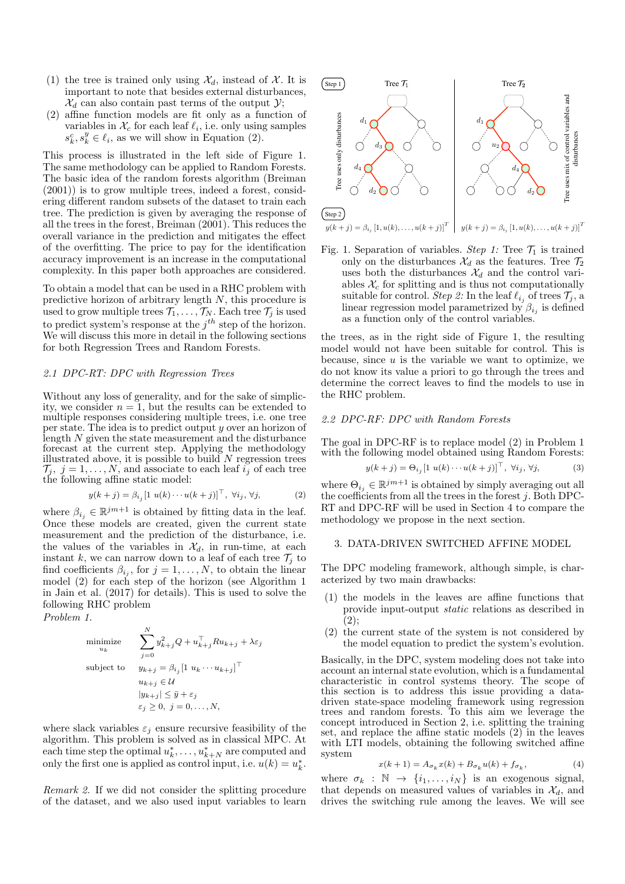(1) the tree is trained only using $\mathcal{X}_d$, instead of $\mathcal{X}$. It is important to note that besides external disturbances, $\mathcal{X}_d$ can also contain past terms of the output $\mathcal{Y}$;
(2) affine function models are fit only as a function of variables in $\mathcal{X}_c$ for each leaf $\ell_i$, i.e. only using samples $s^c_k, s^y_k \in \ell_i$, as we will show in Equation (2).

This process is illustrated in the left side of Figure 1. The same methodology can be applied to Random Forests. The basic idea of the random forests algorithm (Breiman (2001)) is to grow multiple trees, indeed a forest, considering different random subsets of the dataset to train each tree. The prediction is given by averaging the response of all the trees in the forest, Breiman (2001). This reduces the overall variance in the prediction and mitigates the effect of the overfitting. The price to pay for the identification accuracy improvement is an increase in the computational complexity. In this paper both approaches are considered.

To obtain a model that can be used in a RHC problem with predictive horizon of arbitrary length $N$, this procedure is used to grow multiple trees $\mathcal{T}_1, \ldots, \mathcal{T}_N$. Each tree $\mathcal{T}_j$ is used to predict system's response at the $j^{th}$ step of the horizon. We will discuss this more in detail in the following sections for both Regression Trees and Random Forests.

### 2.1 DPC-RT: DPC with Regression Trees

Without any loss of generality, and for the sake of simplicity, we consider $n = 1$, but the results can be extended to multiple responses considering multiple trees, i.e. one tree per state. The idea is to predict output $y$ over an horizon of length $N$ given the state measurement and the disturbance forecast at the current step. Applying the methodology illustrated above, it is possible to build $N$ regression trees $\mathcal{T}_j$, $j = 1, \ldots, N$, and associate to each leaf $i_j$ of each tree the following affine static model:

$$y(k+j) = \beta_{i_j}[1\ u(k) \cdots u(k+j)]^\top,\ \forall i_j, \forall j, \tag{2}$$

where $\beta_{i_j} \in \mathbb{R}^{jm+1}$ is obtained by fitting data in the leaf. Once these models are created, given the current state measurement and the prediction of the disturbance, i.e. the values of the variables in $\mathcal{X}_d$, in run-time, at each instant $k$, we can narrow down to a leaf of each tree $\mathcal{T}_j$ to find coefficients $\beta_{i_j}$, for $j = 1, \ldots, N$, to obtain the linear model (2) for each step of the horizon (see Algorithm 1 in Jain et al. (2017) for details). This is used to solve the following RHC problem

*Problem 1.*

$$\begin{aligned}
\underset{u_k}{\text{minimize}} \quad & \sum_{j=0}^{N} y_{k+j}^2 Q + u_{k+j}^\top R u_{k+j} + \lambda \varepsilon_j \\
\text{subject to} \quad & y_{k+j} = \beta_{i_j}[1\ u_k \cdots u_{k+j}]^\top \\
& u_{k+j} \in \mathcal{U} \\
& |y_{k+j}| \le \bar{y} + \varepsilon_j \\
& \varepsilon_j \ge 0,\ j = 0, \ldots, N,
\end{aligned}$$

where slack variables $\varepsilon_j$ ensure recursive feasibility of the algorithm. This problem is solved as in classical MPC. At each time step the optimal $u^*_k, \ldots, u^*_{k+N}$ are computed and only the first one is applied as control input, i.e. $u(k) = u^*_k$.

*Remark 2.* If we did not consider the splitting procedure of the dataset, and we also used input variables to learn the trees, as in the right side of Figure 1, the resulting model would not have been suitable for control. This is because, since $u$ is the variable we want to optimize, we do not know its value a priori to go through the trees and determine the correct leaves to find the models to use in the RHC problem.

Fig. 1. Separation of variables. *Step 1:* Tree $\mathcal{T}_1$ is trained only on the disturbances $\mathcal{X}_d$ as the features. Tree $\mathcal{T}_2$ uses both the disturbances $\mathcal{X}_d$ and the control variables $\mathcal{X}_c$ for splitting and is thus not computationally suitable for control. *Step 2:* In the leaf $\ell_{i_j}$ of trees $\mathcal{T}_j$, a linear regression model parametrized by $\beta_{i_j}$ is defined as a function only of the control variables.

### 2.2 DPC-RF: DPC with Random Forests

The goal in DPC-RF is to replace model (2) in Problem 1 with the following model obtained using Random Forests:

$$y(k+j) = \Theta_{i_j}[1\ u(k) \cdots u(k+j)]^\top,\ \forall i_j, \forall j, \tag{3}$$

where $\Theta_{i_j} \in \mathbb{R}^{jm+1}$ is obtained by simply averaging out all the coefficients from all the trees in the forest $j$. Both DPC-RT and DPC-RF will be used in Section 4 to compare the methodology we propose in the next section.

## 3. DATA-DRIVEN SWITCHED AFFINE MODEL

The DPC modeling framework, although simple, is characterized by two main drawbacks:

(1) the models in the leaves are affine functions that provide input-output *static* relations as described in (2);
(2) the current state of the system is not considered by the model equation to predict the system's evolution.

Basically, in the DPC, system modeling does not take into account an internal state evolution, which is a fundamental characteristic in control systems theory. The scope of this section is to address this issue providing a data-driven state-space modeling framework using regression trees and random forests. To this aim we leverage the concept introduced in Section 2, i.e. splitting the training set, and replace the affine static models (2) in the leaves with LTI models, obtaining the following switched affine system

$$x(k+1) = A_{\sigma_k} x(k) + B_{\sigma_k} u(k) + f_{\sigma_k}, \tag{4}$$

where $\sigma_k : \mathbb{N} \to \{i_1, \ldots, i_N\}$ is an exogenous signal, that depends on measured values of variables in $\mathcal{X}_d$, and drives the switching rule among the leaves. We will see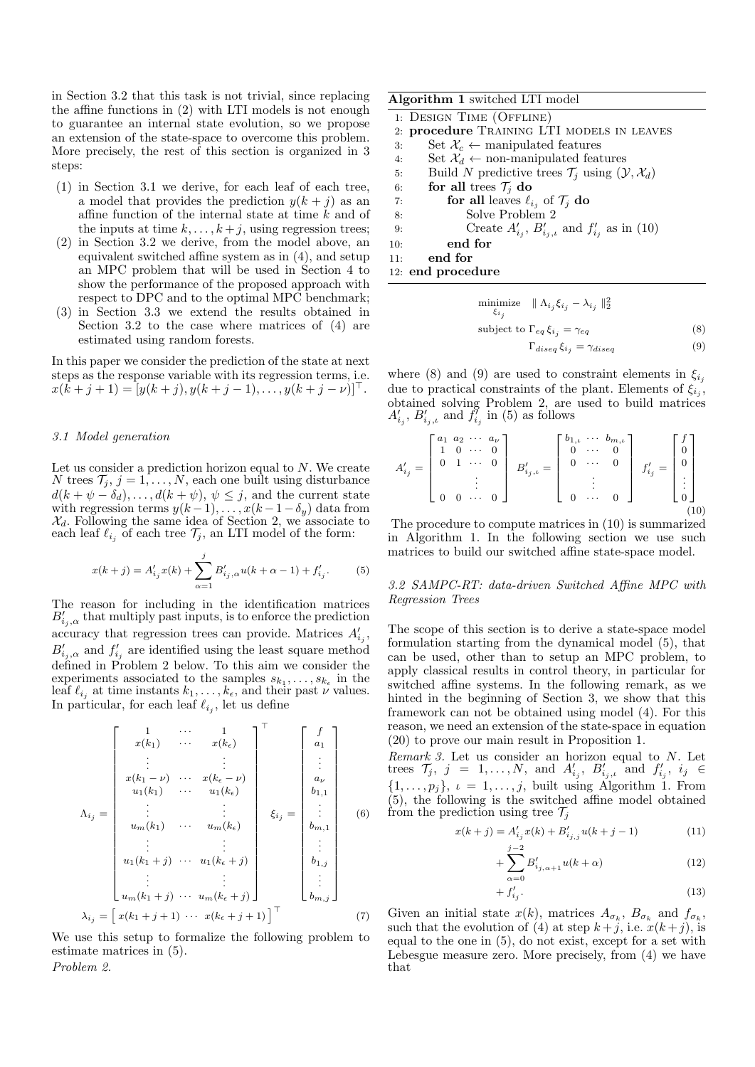in Section 3.2 that this task is not trivial, since replacing the affine functions in (2) with LTI models is not enough to guarantee an internal state evolution, so we propose an extension of the state-space to overcome this problem. More precisely, the rest of this section is organized in 3 steps:

(1) in Section 3.1 we derive, for each leaf of each tree, a model that provides the prediction $y(k+j)$ as an affine function of the internal state at time $k$ and of the inputs at time $k,\dots,k+j$, using regression trees;
(2) in Section 3.2 we derive, from the model above, an equivalent switched affine system as in (4), and setup an MPC problem that will be used in Section 4 to show the performance of the proposed approach with respect to DPC and to the optimal MPC benchmark;
(3) in Section 3.3 we extend the results obtained in Section 3.2 to the case where matrices of (4) are estimated using random forests.

In this paper we consider the prediction of the state at next steps as the response variable with its regression terms, i.e. $x(k+j+1) = [y(k+j), y(k+j-1), \dots, y(k+j-\nu)]^\top$.

### 3.1 Model generation

Let us consider a prediction horizon equal to $N$. We create $N$ trees $\mathcal{T}_j$, $j = 1,\dots,N$, each one built using disturbance $d(k+\psi-\delta_d),\dots,d(k+\psi)$, $\psi \le j$, and the current state with regression terms $y(k-1),\dots,x(k-1-\delta_y)$ data from $\mathcal{X}_d$. Following the same idea of Section 2, we associate to each leaf $\ell_{i_j}$ of each tree $\mathcal{T}_j$, an LTI model of the form:

$$x(k+j) = A'_{i_j} x(k) + \sum_{\alpha=1}^{j} B'_{i_j,\alpha} u(k+\alpha-1) + f'_{i_j}. \tag{5}$$

The reason for including in the identification matrices $B'_{i_j,\alpha}$ that multiply past inputs, is to enforce the prediction accuracy that regression trees can provide. Matrices $A'_{i_j}$, $B'_{i_j,\alpha}$ and $f'_{i_j}$ are identified using the least square method defined in Problem 2 below. To this aim we consider the experiments associated to the samples $s_{k_1},\dots,s_{k_\epsilon}$ in the leaf $\ell_{i_j}$ at time instants $k_1,\dots,k_\epsilon$, and their past $\nu$ values. In particular, for each leaf $\ell_{i_j}$, let us define

$$\Lambda_{i_j} = \begin{bmatrix} 1 & \cdots & 1 \\ x(k_1) & \cdots & x(k_\epsilon) \\ \vdots & & \vdots \\ x(k_1-\nu) & \cdots & x(k_\epsilon-\nu) \\ u_1(k_1) & \cdots & u_1(k_\epsilon) \\ \vdots & & \vdots \\ u_m(k_1) & \cdots & u_m(k_\epsilon) \\ \vdots & & \vdots \\ u_1(k_1+j) & \cdots & u_1(k_\epsilon+j) \\ \vdots & & \vdots \\ u_m(k_1+j) & \cdots & u_m(k_\epsilon+j) \end{bmatrix}^\top \quad \xi_{i_j} = \begin{bmatrix} f \\ a_1 \\ \vdots \\ a_\nu \\ b_{1,1} \\ \vdots \\ b_{m,1} \\ \vdots \\ b_{1,j} \\ \vdots \\ b_{m,j} \end{bmatrix} \tag{6}$$

$$\lambda_{i_j} = \begin{bmatrix} x(k_1+j+1) & \cdots & x(k_\epsilon+j+1) \end{bmatrix}^\top \tag{7}$$

We use this setup to formalize the following problem to estimate matrices in (5).

*Problem 2.*

| **Algorithm 1** switched LTI model |
|---|
| 1: DESIGN TIME (OFFLINE) |
| 2: **procedure** TRAINING LTI MODELS IN LEAVES |
| 3: Set $\mathcal{X}_c \leftarrow$ manipulated features |
| 4: Set $\mathcal{X}_d \leftarrow$ non-manipulated features |
| 5: Build $N$ predictive trees $\mathcal{T}_j$ using $(\mathcal{Y},\mathcal{X}_d)$ |
| 6: **for all** trees $\mathcal{T}_j$ **do** |
| 7: **for all** leaves $\ell_{i_j}$ of $\mathcal{T}_j$ **do** |
| 8: Solve Problem 2 |
| 9: Create $A'_{i_j}$, $B'_{i_j,\iota}$ and $f'_{i_j}$ as in (10) |
| 10: **end for** |
| 11: **end for** |
| 12: **end procedure** |

$$\begin{aligned} &\underset{\xi_{i_j}}{\text{minimize}} \quad \| \Lambda_{i_j}\xi_{i_j} - \lambda_{i_j} \|_2^2 \\ &\text{subject to } \Gamma_{eq}\,\xi_{i_j} = \gamma_{eq} \qquad (8) \\ &\qquad\qquad \Gamma_{diseq}\,\xi_{i_j} = \gamma_{diseq} \qquad (9) \end{aligned}$$

where (8) and (9) are used to constraint elements in $\xi_{i_j}$ due to practical constraints of the plant. Elements of $\xi_{i_j}$, obtained solving Problem 2, are used to build matrices $A'_{i_j}$, $B'_{i_j,\iota}$ and $f'_{i_j}$ in (5) as follows

$$A'_{i_j} = \begin{bmatrix} a_1 & a_2 & \cdots & a_\nu \\ 1 & 0 & \cdots & 0 \\ 0 & 1 & \cdots & 0 \\ & & \vdots & \\ 0 & 0 & \cdots & 0 \end{bmatrix} \quad B'_{i_j,\iota} = \begin{bmatrix} b_{1,\iota} & \cdots & b_{m,\iota} \\ 0 & \cdots & 0 \\ 0 & \cdots & 0 \\ & \vdots & \\ 0 & \cdots & 0 \end{bmatrix} \quad f'_{i_j} = \begin{bmatrix} f \\ 0 \\ 0 \\ \vdots \\ 0 \end{bmatrix} \tag{10}$$

The procedure to compute matrices in (10) is summarized in Algorithm 1. In the following section we use such matrices to build our switched affine state-space model.

### 3.2 SAMPC-RT: data-driven Switched Affine MPC with Regression Trees

The scope of this section is to derive a state-space model formulation starting from the dynamical model (5), that can be used, other than to setup an MPC problem, to apply classical results in control theory, in particular for switched affine systems. In the following remark, as we hinted in the beginning of Section 3, we show that this framework can not be obtained using model (4). For this reason, we need an extension of the state-space in equation (20) to prove our main result in Proposition 1.

*Remark 3.* Let us consider an horizon equal to $N$. Let trees $\mathcal{T}_j$, $j = 1,\dots,N$, and $A'_{i_j}$, $B'_{i_j,\iota}$ and $f'_{i_j}$, $i_j \in \{1,\dots,p_j\}$, $\iota = 1,\dots,j$, built using Algorithm 1. From (5), the following is the switched affine model obtained from the prediction using tree $\mathcal{T}_j$

$$x(k+j) = A'_{i_j} x(k) + B'_{i_j,j} u(k+j-1) \tag{11}$$

$$+ \sum_{\alpha=0}^{j-2} B'_{i_j,\alpha+1} u(k+\alpha) \tag{12}$$

$$+ f'_{i_j}. \tag{13}$$

Given an initial state $x(k)$, matrices $A_{\sigma_k}$, $B_{\sigma_k}$ and $f_{\sigma_k}$, such that the evolution of (4) at step $k+j$, i.e. $x(k+j)$, is equal to the one in (5), do not exist, except for a set with Lebesgue measure zero. More precisely, from (4) we have that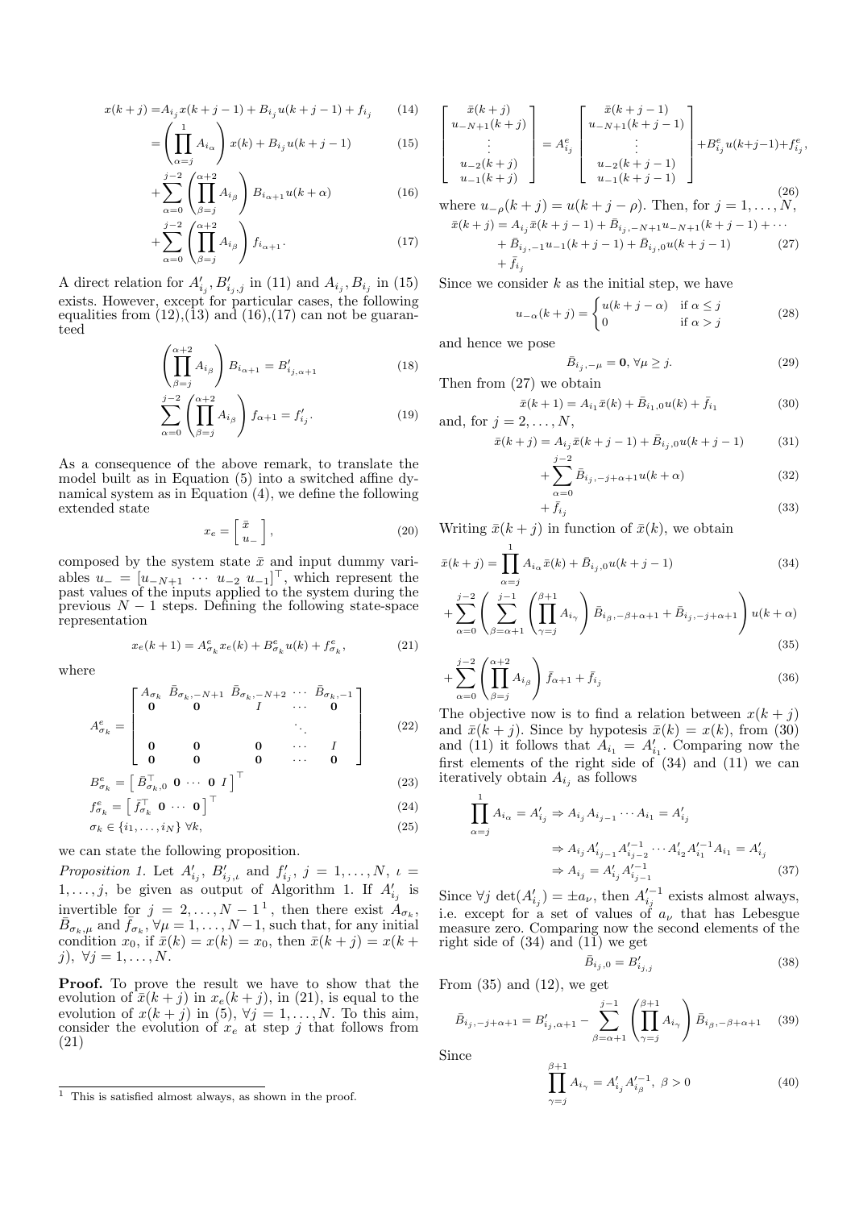$$x(k+j) = A_{i_j} x(k+j-1) + B_{i_j} u(k+j-1) + f_{i_j} \tag{14}$$

$$= \left( \prod_{\alpha=j}^{1} A_{i_\alpha} \right) x(k) + B_{i_j} u(k+j-1) \tag{15}$$

$$+ \sum_{\alpha=0}^{j-2} \left( \prod_{\beta=j}^{\alpha+2} A_{i_\beta} \right) B_{i_{\alpha+1}} u(k+\alpha) \tag{16}$$

$$+ \sum_{\alpha=0}^{j-2} \left( \prod_{\beta=j}^{\alpha+2} A_{i_\beta} \right) f_{i_{\alpha+1}}. \tag{17}$$

A direct relation for $A'_{i_j}, B'_{i_j,j}$ in (11) and $A_{i_j}, B_{i_j}$ in (15) exists. However, except for particular cases, the following equalities from (12),(13) and (16),(17) can not be guaranteed

$$\left( \prod_{\beta=j}^{\alpha+2} A_{i_\beta} \right) B_{i_{\alpha+1}} = B'_{i_j,\alpha+1} \tag{18}$$

$$\sum_{\alpha=0}^{j-2} \left( \prod_{\beta=j}^{\alpha+2} A_{i_\beta} \right) f_{\alpha+1} = f'_{i_j}. \tag{19}$$

As a consequence of the above remark, to translate the model built as in Equation (5) into a switched affine dynamical system as in Equation (4), we define the following extended state

$$x_e = \begin{bmatrix} \bar{x} \\ u_- \end{bmatrix}, \tag{20}$$

composed by the system state $\bar{x}$ and input dummy variables $u_- = [u_{-N+1} \ \cdots \ u_{-2} \ u_{-1}]^\top$, which represent the past values of the inputs applied to the system during the previous $N-1$ steps. Defining the following state-space representation

$$x_e(k+1) = A^e_{\sigma_k} x_e(k) + B^e_{\sigma_k} u(k) + f^e_{\sigma_k}, \tag{21}$$

where

$$A^e_{\sigma_k} = \begin{bmatrix} A_{\sigma_k} & \bar{B}_{\sigma_k,-N+1} & \bar{B}_{\sigma_k,-N+2} & \cdots & \bar{B}_{\sigma_k,-1} \\ \mathbf{0} & \mathbf{0} & I & \cdots & \mathbf{0} \\ & & & \ddots & \\ \mathbf{0} & \mathbf{0} & \mathbf{0} & \cdots & I \\ \mathbf{0} & \mathbf{0} & \mathbf{0} & \cdots & \mathbf{0} \end{bmatrix} \tag{22}$$

$$B^e_{\sigma_k} = \begin{bmatrix} \bar{B}^\top_{\sigma_k,0} & \mathbf{0} & \cdots & \mathbf{0} & I \end{bmatrix}^\top \tag{23}$$

$$f^e_{\sigma_k} = \begin{bmatrix} \bar{f}^\top_{\sigma_k} & \mathbf{0} & \cdots & \mathbf{0} \end{bmatrix}^\top \tag{24}$$

$$\sigma_k \in \{i_1, \ldots, i_N\} \ \forall k, \tag{25}$$

we can state the following proposition.

*Proposition 1.* Let $A'_{i_j}$, $B'_{i_j,\iota}$ and $f'_{i_j}$, $j = 1, \ldots, N$, $\iota = 1, \ldots, j$, be given as output of Algorithm 1. If $A'_{i_j}$ is invertible for $j = 2, \ldots, N-1$ [1], then there exist $A_{\sigma_k}$, $\bar{B}_{\sigma_k,\mu}$ and $\bar{f}_{\sigma_k}$, $\forall \mu = 1, \ldots, N-1$, such that, for any initial condition $x_0$, if $\bar{x}(k) = x(k) = x_0$, then $\bar{x}(k+j) = x(k+j)$, $\forall j = 1, \ldots, N$.

**Proof.** To prove the result we have to show that the evolution of $\bar{x}(k+j)$ in $x_e(k+j)$, in (21), is equal to the evolution of $x(k+j)$ in (5), $\forall j = 1, \ldots, N$. To this aim, consider the evolution of $x_e$ at step $j$ that follows from (21)

$$\begin{bmatrix} \bar{x}(k+j) \\ u_{-N+1}(k+j) \\ \vdots \\ u_{-2}(k+j) \\ u_{-1}(k+j) \end{bmatrix} = A^e_{i_j} \begin{bmatrix} \bar{x}(k+j-1) \\ u_{-N+1}(k+j-1) \\ \vdots \\ u_{-2}(k+j-1) \\ u_{-1}(k+j-1) \end{bmatrix} + B^e_{i_j} u(k+j-1) + f^e_{i_j}, \tag{26}$$

where $u_{-\rho}(k+j) = u(k+j-\rho)$. Then, for $j = 1, \ldots, N$,

$$\bar{x}(k+j) = A_{i_j} \bar{x}(k+j-1) + \bar{B}_{i_j,-N+1} u_{-N+1}(k+j-1) + \cdots$$
$$+ \bar{B}_{i_j,-1} u_{-1}(k+j-1) + \bar{B}_{i_j,0} u(k+j-1) \tag{27}$$
$$+ \bar{f}_{i_j}$$

Since we consider $k$ as the initial step, we have

$$u_{-\alpha}(k+j) = \begin{cases} u(k+j-\alpha) & \text{if } \alpha \leq j \\ 0 & \text{if } \alpha > j \end{cases} \tag{28}$$

and hence we pose

$$\bar{B}_{i_j,-\mu} = \mathbf{0}, \ \forall \mu \geq j. \tag{29}$$

Then from (27) we obtain

$$\bar{x}(k+1) = A_{i_1} \bar{x}(k) + \bar{B}_{i_1,0} u(k) + \bar{f}_{i_1} \tag{30}$$

and, for $j = 2, \ldots, N$,

$$\bar{x}(k+j) = A_{i_j} \bar{x}(k+j-1) + \bar{B}_{i_j,0} u(k+j-1) \tag{31}$$

$$+ \sum_{\alpha=0}^{j-2} \bar{B}_{i_j,-j+\alpha+1} u(k+\alpha) \tag{32}$$

$$+ \bar{f}_{i_j} \tag{33}$$

Writing $\bar{x}(k+j)$ in function of $\bar{x}(k)$, we obtain

$$\bar{x}(k+j) = \prod_{\alpha=j}^{1} A_{i_\alpha} \bar{x}(k) + \bar{B}_{i_j,0} u(k+j-1) \tag{34}$$

$$+ \sum_{\alpha=0}^{j-2} \left( \sum_{\beta=\alpha+1}^{j-1} \left( \prod_{\gamma=j}^{\beta+1} A_{i_\gamma} \right) \bar{B}_{i_\beta,-\beta+\alpha+1} + \bar{B}_{i_j,-j+\alpha+1} \right) u(k+\alpha) \tag{35}$$

$$+ \sum_{\alpha=0}^{j-2} \left( \prod_{\beta=j}^{\alpha+2} A_{i_\beta} \right) \bar{f}_{\alpha+1} + \bar{f}_{i_j} \tag{36}$$

The objective now is to find a relation between $x(k+j)$ and $\bar{x}(k+j)$. Since by hypothesis $\bar{x}(k) = x(k)$, from (30) and (11) it follows that $A_{i_1} = A'_{i_1}$. Comparing now the first elements of the right side of (34) and (11) we can iteratively obtain $A_{i_j}$ as follows

$$\prod_{\alpha=j}^{1} A_{i_\alpha} = A'_{i_j} \Rightarrow A_{i_j} A_{i_{j-1}} \cdots A_{i_1} = A'_{i_j}$$

$$\Rightarrow A_{i_j} A'_{i_{j-1}} A'^{-1}_{i_{j-2}} \cdots A'_{i_2} A'^{-1}_{i_1} A_{i_1} = A'_{i_j}$$

$$\Rightarrow A_{i_j} = A'_{i_j} A'^{-1}_{i_{j-1}} \tag{37}$$

Since $\forall j \ \det(A'_{i_j}) = \pm a_\nu$, then $A'^{-1}_{i_j}$ exists almost always, i.e. except for a set of values of $a_\nu$ that has Lebesgue measure zero. Comparing now the second elements of the right side of (34) and (11) we get

$$\bar{B}_{i_j,0} = B'_{i_j,j} \tag{38}$$

From (35) and (12), we get

$$\bar{B}_{i_j,-j+\alpha+1} = B'_{i_j,\alpha+1} - \sum_{\beta=\alpha+1}^{j-1} \left( \prod_{\gamma=j}^{\beta+1} A_{i_\gamma} \right) \bar{B}_{i_\beta,-\beta+\alpha+1} \tag{39}$$

Since

$$\prod_{\gamma=j}^{\beta+1} A_{i_\gamma} = A'_{i_j} A'^{-1}_{i_\beta}, \ \beta > 0 \tag{40}$$

[1] This is satisfied almost always, as shown in the proof.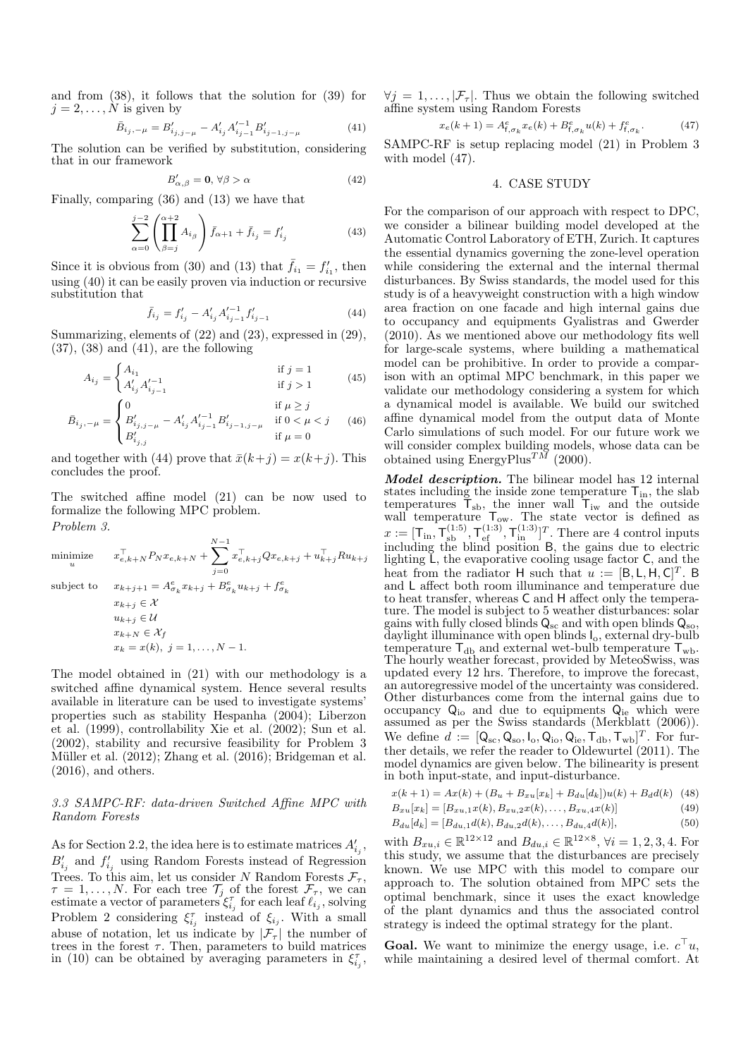and from (38), it follows that the solution for (39) for $j = 2, \ldots, N$ is given by

$$\bar{B}_{i_j,-\mu} = B'_{i_j,j-\mu} - A'_{i_j} A'^{-1}_{i_{j-1}} B'_{i_{j-1},j-\mu} \tag{41}$$

The solution can be verified by substitution, considering that in our framework

$$B'_{\alpha,\beta} = \mathbf{0},\ \forall \beta > \alpha \tag{42}$$

Finally, comparing (36) and (13) we have that

$$\sum_{\alpha=0}^{j-2} \left( \prod_{\beta=j}^{\alpha+2} A_{i_\beta} \right) \bar{f}_{\alpha+1} + \bar{f}_{i_j} = f'_{i_j} \tag{43}$$

Since it is obvious from (30) and (13) that $\bar{f}_{i_1} = f'_{i_1}$, then using (40) it can be easily proven via induction or recursive substitution that

$$\bar{f}_{i_j} = f'_{i_j} - A'_{i_j} A'^{-1}_{i_{j-1}} f'_{i_{j-1}} \tag{44}$$

Summarizing, elements of (22) and (23), expressed in (29), (37), (38) and (41), are the following

$$A_{i_j} = \begin{cases} A_{i_1} & \text{if } j = 1 \\ A'_{i_j} A'^{-1}_{i_{j-1}} & \text{if } j > 1 \end{cases} \tag{45}$$

$$\bar{B}_{i_j,-\mu} = \begin{cases} 0 & \text{if } \mu \geq j \\ B'_{i_j,j-\mu} - A'_{i_j} A'^{-1}_{i_{j-1}} B'_{i_{j-1},j-\mu} & \text{if } 0 < \mu < j \\ B'_{i_j,j} & \text{if } \mu = 0 \end{cases} \tag{46}$$

and together with (44) prove that $\bar{x}(k+j) = x(k+j)$. This concludes the proof.

The switched affine model (21) can be now used to formalize the following MPC problem.

*Problem 3.*

$$\begin{aligned}
\underset{u}{\text{minimize}} \quad & x^\top_{e,k+N} P_N x_{e,k+N} + \sum_{j=0}^{N-1} x^\top_{e,k+j} Q x_{e,k+j} + u^\top_{k+j} R u_{k+j} \\
\text{subject to} \quad & x_{k+j+1} = A^e_{\sigma_k} x_{k+j} + B^e_{\sigma_k} u_{k+j} + f^e_{\sigma_k} \\
& x_{k+j} \in \mathcal{X} \\
& u_{k+j} \in \mathcal{U} \\
& x_{k+N} \in \mathcal{X}_f \\
& x_k = x(k),\ j = 1, \ldots, N-1.
\end{aligned}$$

The model obtained in (21) with our methodology is a switched affine dynamical system. Hence several results available in literature can be used to investigate systems' properties such as stability Hespanha (2004); Liberzon et al. (1999), controllability Xie et al. (2002); Sun et al. (2002), stability and recursive feasibility for Problem 3 Müller et al. (2012); Zhang et al. (2016); Bridgeman et al. (2016), and others.

### 3.3 SAMPC-RF: data-driven Switched Affine MPC with Random Forests

As for Section 2.2, the idea here is to estimate matrices $A'_{i_j}$, $B'_{i_j}$ and $f'_{i_j}$ using Random Forests instead of Regression Trees. To this aim, let us consider $N$ Random Forests $\mathcal{F}_\tau$, $\tau = 1, \ldots, N$. For each tree $\mathcal{T}_j$ of the forest $\mathcal{F}_\tau$, we can estimate a vector of parameters $\xi^\tau_{i_j}$ for each leaf $\ell_{i_j}$, solving Problem 2 considering $\xi^\tau_{i_j}$ instead of $\xi_{i_j}$. With a small abuse of notation, let us indicate by $|\mathcal{F}_\tau|$ the number of trees in the forest $\tau$. Then, parameters to build matrices in (10) can be obtained by averaging parameters in $\xi^\tau_{i_j}$, $\forall j = 1, \ldots, |\mathcal{F}_\tau|$. Thus we obtain the following switched affine system using Random Forests

$$x_e(k+1) = A^e_{\mathsf{f},\sigma_k} x_e(k) + B^e_{\mathsf{f},\sigma_k} u(k) + f^e_{\mathsf{f},\sigma_k}. \tag{47}$$

SAMPC-RF is setup replacing model (21) in Problem 3 with model (47).

## 4. CASE STUDY

For the comparison of our approach with respect to DPC, we consider a bilinear building model developed at the Automatic Control Laboratory of ETH, Zurich. It captures the essential dynamics governing the zone-level operation while considering the external and the internal thermal disturbances. By Swiss standards, the model used for this study is of a heavyweight construction with a high window area fraction on one facade and high internal gains due to occupancy and equipments Gyalistras and Gwerder (2010). As we mentioned above our methodology fits well for large-scale systems, where building a mathematical model can be prohibitive. In order to provide a comparison with an optimal MPC benchmark, in this paper we validate our methodology considering a system for which a dynamical model is available. We build our switched affine dynamical model from the output data of Monte Carlo simulations of such model. For our future work we will consider complex building models, whose data can be obtained using EnergyPlus$^{TM}$ (2000).

***Model description.*** The bilinear model has 12 internal states including the inside zone temperature $\mathsf{T}_{\text{in}}$, the slab temperatures $\mathsf{T}_{\text{sb}}$, the inner wall $\mathsf{T}_{\text{iw}}$ and the outside wall temperature $\mathsf{T}_{\text{ow}}$. The state vector is defined as $x := [\mathsf{T}_{\text{in}}, \mathsf{T}^{(1:5)}_{\text{sb}}, \mathsf{T}^{(1:3)}_{\text{ef}}, \mathsf{T}^{(1:3)}_{\text{in}}]^T$. There are 4 control inputs including the blind position $\mathsf{B}$, the gains due to electric lighting $\mathsf{L}$, the evaporative cooling usage factor $\mathsf{C}$, and the heat from the radiator $\mathsf{H}$ such that $u := [\mathsf{B}, \mathsf{L}, \mathsf{H}, \mathsf{C}]^T$. $\mathsf{B}$ and $\mathsf{L}$ affect both room illuminance and temperature due to heat transfer, whereas $\mathsf{C}$ and $\mathsf{H}$ affect only the temperature. The model is subject to 5 weather disturbances: solar gains with fully closed blinds $\mathsf{Q}_{\text{sc}}$ and with open blinds $\mathsf{Q}_{\text{so}}$, daylight illuminance with open blinds $\mathsf{I}_{\text{o}}$, external dry-bulb temperature $\mathsf{T}_{\text{db}}$ and external wet-bulb temperature $\mathsf{T}_{\text{wb}}$. The hourly weather forecast, provided by MeteoSwiss, was updated every 12 hrs. Therefore, to improve the forecast, an autoregressive model of the uncertainty was considered. Other disturbances come from the internal gains due to occupancy $\mathsf{Q}_{\text{io}}$ and due to equipments $\mathsf{Q}_{\text{ie}}$ which were assumed as per the Swiss standards (Merkblatt (2006)). We define $d := [\mathsf{Q}_{\text{sc}}, \mathsf{Q}_{\text{so}}, \mathsf{I}_{\text{o}}, \mathsf{Q}_{\text{io}}, \mathsf{Q}_{\text{ie}}, \mathsf{T}_{\text{db}}, \mathsf{T}_{\text{wb}}]^T$. For further details, we refer the reader to Oldewurtel (2011). The model dynamics are given below. The bilinearity is present in both input-state, and input-disturbance.

$$x(k+1) = Ax(k) + (B_u + B_{xu}[x_k] + B_{du}[d_k])u(k) + B_d d(k) \tag{48}$$

$$B_{xu}[x_k] = [B_{xu,1}x(k), B_{xu,2}x(k), \ldots, B_{xu,4}x(k)] \tag{49}$$

$$B_{du}[d_k] = [B_{du,1}d(k), B_{du,2}d(k), \ldots, B_{du,4}d(k)], \tag{50}$$

with $B_{xu,i} \in \mathbb{R}^{12\times 12}$ and $B_{du,i} \in \mathbb{R}^{12\times 8}$, $\forall i = 1, 2, 3, 4$. For this study, we assume that the disturbances are precisely known. We use MPC with this model to compare our approach to. The solution obtained from MPC sets the optimal benchmark, since it uses the exact knowledge of the plant dynamics and thus the associated control strategy is indeed the optimal strategy for the plant.

**Goal.** We want to minimize the energy usage, i.e. $c^\top u$, while maintaining a desired level of thermal comfort. At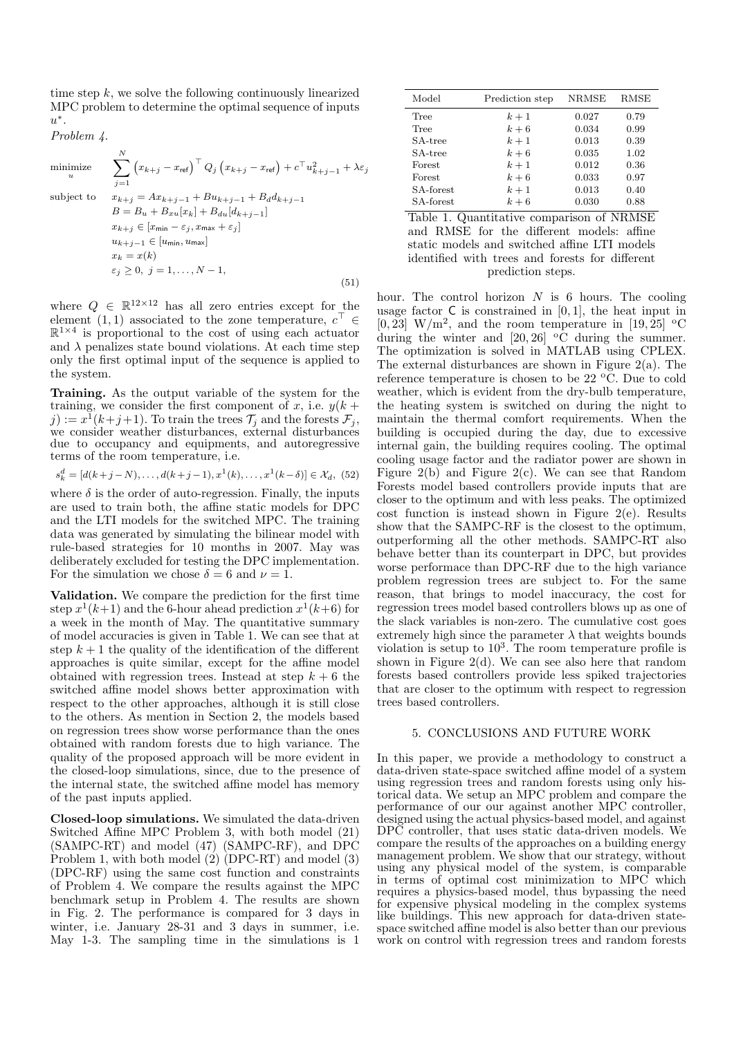time step $k$, we solve the following continuously linearized MPC problem to determine the optimal sequence of inputs $u^*$.

*Problem 4.*

$$
\begin{aligned}
\underset{u}{\text{minimize}} \quad & \sum_{j=1}^{N} \left(x_{k+j} - x_{\mathsf{ref}}\right)^\top Q_j \left(x_{k+j} - x_{\mathsf{ref}}\right) + c^\top u_{k+j-1}^2 + \lambda \varepsilon_j \\
\text{subject to} \quad & x_{k+j} = Ax_{k+j-1} + Bu_{k+j-1} + B_d d_{k+j-1} \\
& B = B_u + B_{xu}[x_k] + B_{du}[d_{k+j-1}] \\
& x_{k+j} \in [x_{\mathsf{min}} - \varepsilon_j, x_{\mathsf{max}} + \varepsilon_j] \\
& u_{k+j-1} \in [u_{\mathsf{min}}, u_{\mathsf{max}}] \\
& x_k = x(k) \\
& \varepsilon_j \geq 0, \ j = 1, \ldots, N-1,
\end{aligned}
\tag{51}
$$

where $Q \in \mathbb{R}^{12\times12}$ has all zero entries except for the element $(1,1)$ associated to the zone temperature, $c^\top \in \mathbb{R}^{1\times4}$ is proportional to the cost of using each actuator and $\lambda$ penalizes state bound violations. At each time step only the first optimal input of the sequence is applied to the system.

**Training.** As the output variable of the system for the training, we consider the first component of $x$, i.e. $y(k+j) := x^1(k+j+1)$. To train the trees $\mathcal{T}_j$ and the forests $\mathcal{F}_j$, we consider weather disturbances, external disturbances due to occupancy and equipments, and autoregressive terms of the room temperature, i.e.

$$s_k^d = [d(k+j-N), \ldots, d(k+j-1), x^1(k), \ldots, x^1(k-\delta)] \in \mathcal{X}_d, \tag{52}$$

where $\delta$ is the order of auto-regression. Finally, the inputs are used to train both, the affine static models for DPC and the LTI models for the switched MPC. The training data was generated by simulating the bilinear model with rule-based strategies for 10 months in 2007. May was deliberately excluded for testing the DPC implementation. For the simulation we chose $\delta = 6$ and $\nu = 1$.

**Validation.** We compare the prediction for the first time step $x^1(k+1)$ and the 6-hour ahead prediction $x^1(k+6)$ for a week in the month of May. The quantitative summary of model accuracies is given in Table 1. We can see that at step $k+1$ the quality of the identification of the different approaches is quite similar, except for the affine model obtained with regression trees. Instead at step $k+6$ the switched affine model shows better approximation with respect to the other approaches, although it is still close to the others. As mention in Section 2, the models based on regression trees show worse performance than the ones obtained with random forests due to high variance. The quality of the proposed approach will be more evident in the closed-loop simulations, since, due to the presence of the internal state, the switched affine model has memory of the past inputs applied.

**Closed-loop simulations.** We simulated the data-driven Switched Affine MPC Problem 3, with both model (21) (SAMPC-RT) and model (47) (SAMPC-RF), and DPC Problem 1, with both model (2) (DPC-RT) and model (3) (DPC-RF) using the same cost function and constraints of Problem 4. We compare the results against the MPC benchmark setup in Problem 4. The results are shown in Fig. 2. The performance is compared for 3 days in winter, i.e. January 28-31 and 3 days in summer, i.e. May 1-3. The sampling time in the simulations is 1 hour. The control horizon $N$ is 6 hours. The cooling usage factor $\mathsf{C}$ is constrained in $[0, 1]$, the heat input in $[0, 23]$ W/m$^2$, and the room temperature in $[19, 25]$ $^o$C during the winter and $[20, 26]$ $^o$C during the summer. The optimization is solved in MATLAB using CPLEX. The external disturbances are shown in Figure 2(a). The reference temperature is chosen to be 22 $^o$C. Due to cold weather, which is evident from the dry-bulb temperature, the heating system is switched on during the night to maintain the thermal comfort requirements. When the building is occupied during the day, due to excessive internal gain, the building requires cooling. The optimal cooling usage factor and the radiator power are shown in Figure 2(b) and Figure 2(c). We can see that Random Forests model based controllers provide inputs that are closer to the optimum and with less peaks. The optimized cost function is instead shown in Figure 2(e). Results show that the SAMPC-RF is the closest to the optimum, outperforming all the other methods. SAMPC-RT also behave better than its counterpart in DPC, but provides worse performace than DPC-RF due to the high variance problem regression trees are subject to. For the same reason, that brings to model inaccuracy, the cost for regression trees model based controllers blows up as one of the slack variables is non-zero. The cumulative cost goes extremely high since the parameter $\lambda$ that weights bounds violation is setup to $10^3$. The room temperature profile is shown in Figure 2(d). We can see also here that random forests based controllers provide less spiked trajectories that are closer to the optimum with respect to regression trees based controllers.

| Model | Prediction step | NRMSE | RMSE |
|---|---|---|---|
| Tree | $k+1$ | 0.027 | 0.79 |
| Tree | $k+6$ | 0.034 | 0.99 |
| SA-tree | $k+1$ | 0.013 | 0.39 |
| SA-tree | $k+6$ | 0.035 | 1.02 |
| Forest | $k+1$ | 0.012 | 0.36 |
| Forest | $k+6$ | 0.033 | 0.97 |
| SA-forest | $k+1$ | 0.013 | 0.40 |
| SA-forest | $k+6$ | 0.030 | 0.88 |

Table 1. Quantitative comparison of NRMSE and RMSE for the different models: affine static models and switched affine LTI models identified with trees and forests for different prediction steps.

## 5. CONCLUSIONS AND FUTURE WORK

In this paper, we provide a methodology to construct a data-driven state-space switched affine model of a system using regression trees and random forests using only historical data. We setup an MPC problem and compare the performance of our our against another MPC controller, designed using the actual physics-based model, and against DPC controller, that uses static data-driven models. We compare the results of the approaches on a building energy management problem. We show that our strategy, without using any physical model of the system, is comparable in terms of optimal cost minimization to MPC which requires a physics-based model, thus bypassing the need for expensive physical modeling in the complex systems like buildings. This new approach for data-driven state-space switched affine model is also better than our previous work on control with regression trees and random forests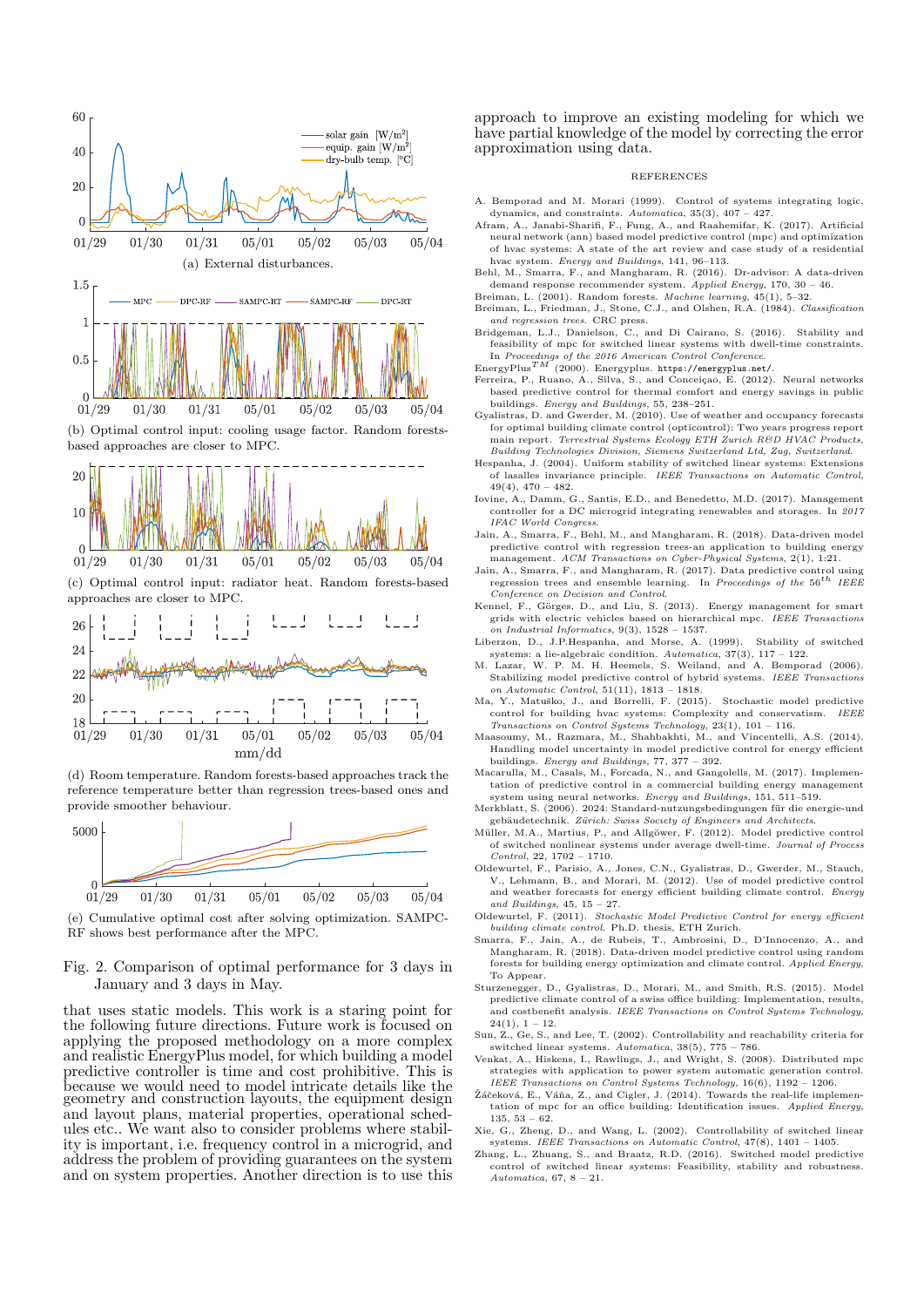60
40
20
0
01/29 01/30 01/31 05/01 05/02 05/03 05/04
solar gain [W/m²]
equip. gain [W/m²]
dry-bulb temp. [°C]

(a) External disturbances.

1.5
1
0.5
0
01/29 01/30 01/31 05/01 05/02 05/03 05/04
MPC DPC-RF SAMPC-RT SAMPC-RF DPC-RT

(b) Optimal control input: cooling usage factor. Random forests-based approaches are closer to MPC.

20
10
0
01/29 01/30 01/31 05/01 05/02 05/03 05/04

(c) Optimal control input: radiator heat. Random forests-based approaches are closer to MPC.

26
24
22
20
18
01/29 01/30 01/31 05/01 05/02 05/03 05/04
mm/dd

(d) Room temperature. Random forests-based approaches track the reference temperature better than regression trees-based ones and provide smoother behaviour.

5000
0
01/29 01/30 01/31 05/01 05/02 05/03 05/04

(e) Cumulative optimal cost after solving optimization. SAMPC-RF shows best performance after the MPC.

Fig. 2. Comparison of optimal performance for 3 days in January and 3 days in May.

that uses static models. This work is a staring point for the following future directions. Future work is focused on applying the proposed methodology on a more complex and realistic EnergyPlus model, for which building a model predictive controller is time and cost prohibitive. This is because we would need to model intricate details like the geometry and construction layouts, the equipment design and layout plans, material properties, operational schedules etc.. We want also to consider problems where stability is important, i.e. frequency control in a microgrid, and address the problem of providing guarantees on the system and on system properties. Another direction is to use this approach to improve an existing modeling for which we have partial knowledge of the model by correcting the error approximation using data.

## REFERENCES

A. Bemporad and M. Morari (1999). Control of systems integrating logic, dynamics, and constraints. *Automatica*, 35(3), 407 – 427.

Afram, A., Janabi-Sharifi, F., Fung, A., and Raahemifar, K. (2017). Artificial neural network (ann) based model predictive control (mpc) and optimization of hvac systems: A state of the art review and case study of a residential hvac system. *Energy and Buildings*, 141, 96–113.

Behl, M., Smarra, F., and Mangharam, R. (2016). Dr-advisor: A data-driven demand response recommender system. *Applied Energy*, 170, 30 – 46.

Breiman, L. (2001). Random forests. *Machine learning*, 45(1), 5–32.

Breiman, L., Friedman, J., Stone, C.J., and Olshen, R.A. (1984). *Classification and regression trees*. CRC press.

Bridgeman, L.J., Danielson, C., and Di Cairano, S. (2016). Stability and feasibility of mpc for switched linear systems with dwell-time constraints. In *Proceedings of the 2016 American Control Conference*.

EnergyPlus$^{TM}$ (2000). Energyplus. https://energyplus.net/.

Ferreira, P., Ruano, A., Silva, S., and Conceiçao, E. (2012). Neural networks based predictive control for thermal comfort and energy savings in public buildings. *Energy and Buildings*, 55, 238–251.

Gyalistras, D. and Gwerder, M. (2010). Use of weather and occupancy forecasts for optimal building climate control (opticontrol): Two years progress report main report. *Terrestrial Systems Ecology ETH Zurich R&D HVAC Products, Building Technologies Division, Siemens Switzerland Ltd, Zug, Switzerland*.

Hespanha, J. (2004). Uniform stability of switched linear systems: Extensions of lasalles invariance principle. *IEEE Transactions on Automatic Control*, 49(4), 470 – 482.

Iovine, A., Damm, G., Santis, E.D., and Benedetto, M.D. (2017). Management controller for a DC microgrid integrating renewables and storages. In *2017 IFAC World Congress*.

Jain, A., Smarra, F., Behl, M., and Mangharam, R. (2018). Data-driven model predictive control with regression trees-an application to building energy management. *ACM Transactions on Cyber-Physical Systems*, 2(1), 1:21.

Jain, A., Smarra, F., and Mangharam, R. (2017). Data predictive control using regression trees and ensemble learning. In *Proceedings of the 56$^{th}$ IEEE Conference on Decision and Control*.

Kennel, F., Görges, D., and Liu, S. (2013). Energy management for smart grids with electric vehicles based on hierarchical mpc. *IEEE Transactions on Industrial Informatics*, 9(3), 1528 – 1537.

Liberzon, D., J.P.Hespanha, and Morse, A. (1999). Stability of switched systems: a lie-algebraic condition. *Automatica*, 37(3), 117 – 122.

M. Lazar, W. P. M. H. Heemels, S. Weiland, and A. Bemporad (2006). Stabilizing model predictive control of hybrid systems. *IEEE Transactions on Automatic Control*, 51(11), 1813 – 1818.

Ma, Y., Matuško, J., and Borrelli, F. (2015). Stochastic model predictive control for building hvac systems: Complexity and conservatism. *IEEE Transactions on Control Systems Technology*, 23(1), 101 – 116.

Maasoumy, M., Razmara, M., Shahbakhti, M., and Vincentelli, A.S. (2014). Handling model uncertainty in model predictive control for energy efficient buildings. *Energy and Buildings*, 77, 377 – 392.

Macarulla, M., Casals, M., Forcada, N., and Gangolells, M. (2017). Implementation of predictive control in a commercial building energy management system using neural networks. *Energy and Buildings*, 151, 511–519.

Merkblatt, S. (2006). 2024: Standard-nutzungsbedingungen für die energie-und gebäudetechnik. *Zürich: Swiss Society of Engineers and Architects*.

Müller, M.A., Martius, P., and Allgöwer, F. (2012). Model predictive control of switched nonlinear systems under average dwell-time. *Journal of Process Control*, 22, 1702 – 1710.

Oldewurtel, F., Parisio, A., Jones, C.N., Gyalistras, D., Gwerder, M., Stauch, V., Lehmann, B., and Morari, M. (2012). Use of model predictive control and weather forecasts for energy efficient building climate control. *Energy and Buildings*, 45, 15 – 27.

Oldewurtel, F. (2011). *Stochastic Model Predictive Control for energy efficient building climate control*. Ph.D. thesis, ETH Zurich.

Smarra, F., Jain, A., de Rubeis, T., Ambrosini, D., D'Innocenzo, A., and Mangharam, R. (2018). Data-driven model predictive control using random forests for building energy optimization and climate control. *Applied Energy*, To Appear.

Sturzenegger, D., Gyalistras, D., Morari, M., and Smith, R.S. (2015). Model predictive climate control of a swiss office building: Implementation, results, and costbenefit analysis. *IEEE Transactions on Control Systems Technology*, 24(1), 1 – 12.

Sun, Z., Ge, S., and Lee, T. (2002). Controllability and reachability criteria for switched linear systems. *Automatica*, 38(5), 775 – 786.

Venkat, A., Hiskens, I., Rawlings, J., and Wright, S. (2008). Distributed mpc strategies with application to power system automatic generation control. *IEEE Transactions on Control Systems Technology*, 16(6), 1192 – 1206.

Žáčeková, E., Váňa, Z., and Cigler, J. (2014). Towards the real-life implementation of mpc for an office building: Identification issues. *Applied Energy*, 135, 53 – 62.

Xie, G., Zheng, D., and Wang, L. (2002). Controllability of switched linear systems. *IEEE Transactions on Automatic Control*, 47(8), 1401 – 1405.

Zhang, L., Zhuang, S., and Braatz, R.D. (2016). Switched model predictive control of switched linear systems: Feasibility, stability and robustness. *Automatica*, 67, 8 – 21.